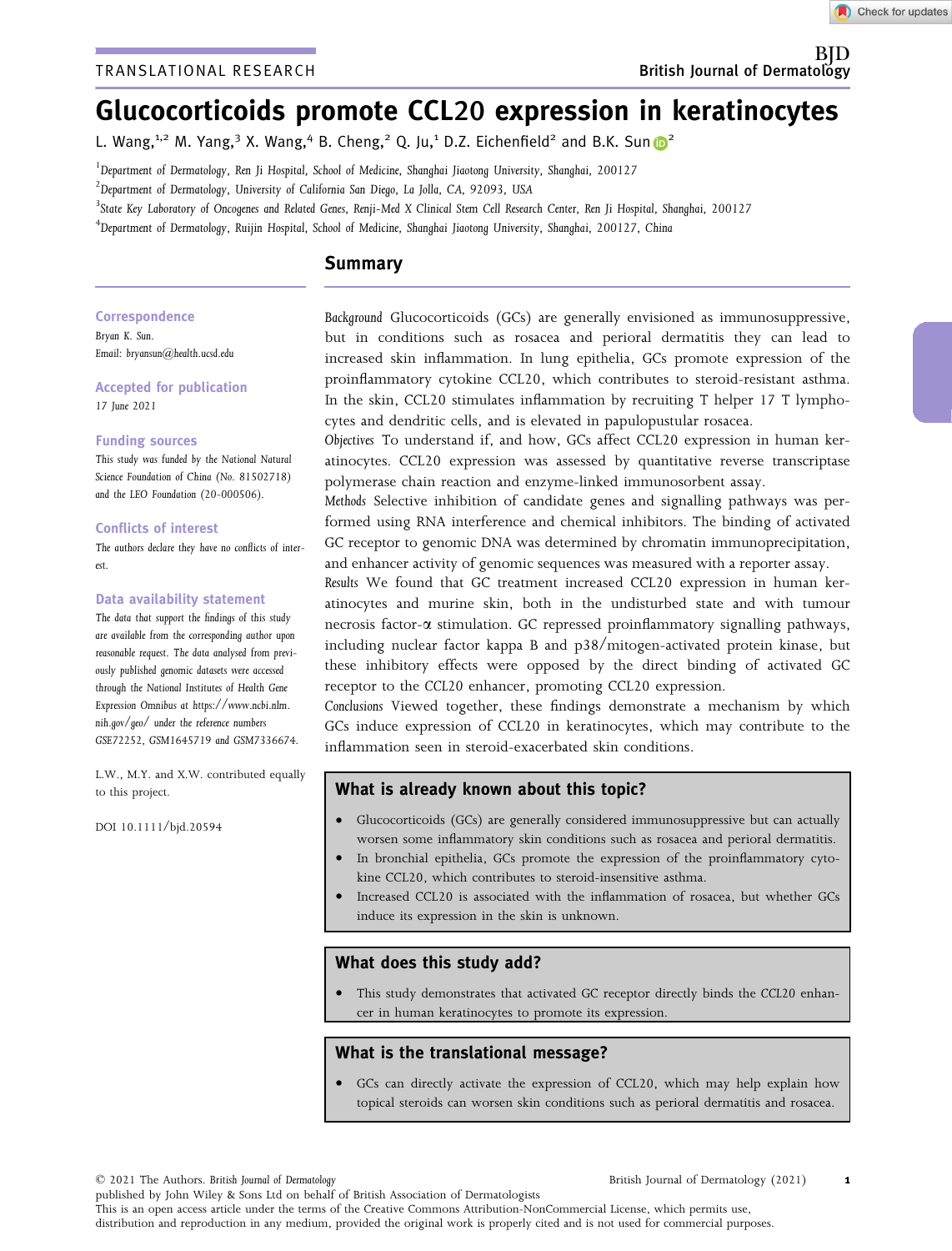TRANSLATIONAL RESEARCH

# Glucocorticoids promote CCL20 expression in keratinocytes

L. Wang,[1,2] M. Yang,[3] X. Wang,[4] B. Cheng,[2] Q. Ju,[1] D.Z. Eichenfield[2] and B.K. Sun[2]

[1]Department of Dermatology, Ren Ji Hospital, School of Medicine, Shanghai Jiaotong University, Shanghai, 200127
[2]Department of Dermatology, University of California San Diego, La Jolla, CA, 92093, USA
[3]State Key Laboratory of Oncogenes and Related Genes, Renji-Med X Clinical Stem Cell Research Center, Ren Ji Hospital, Shanghai, 200127
[4]Department of Dermatology, Ruijin Hospital, School of Medicine, Shanghai Jiaotong University, Shanghai, 200127, China

## Summary

*Background* Glucocorticoids (GCs) are generally envisioned as immunosuppressive, but in conditions such as rosacea and perioral dermatitis they can lead to increased skin inflammation. In lung epithelia, GCs promote expression of the proinflammatory cytokine CCL20, which contributes to steroid-resistant asthma. In the skin, CCL20 stimulates inflammation by recruiting T helper 17 T lymphocytes and dendritic cells, and is elevated in papulopustular rosacea.

*Objectives* To understand if, and how, GCs affect CCL20 expression in human keratinocytes. CCL20 expression was assessed by quantitative reverse transcriptase polymerase chain reaction and enzyme-linked immunosorbent assay.

*Methods* Selective inhibition of candidate genes and signalling pathways was performed using RNA interference and chemical inhibitors. The binding of activated GC receptor to genomic DNA was determined by chromatin immunoprecipitation, and enhancer activity of genomic sequences was measured with a reporter assay.

*Results* We found that GC treatment increased CCL20 expression in human keratinocytes and murine skin, both in the undisturbed state and with tumour necrosis factor-α stimulation. GC repressed proinflammatory signalling pathways, including nuclear factor kappa B and p38/mitogen-activated protein kinase, but these inhibitory effects were opposed by the direct binding of activated GC receptor to the *CCL20* enhancer, promoting CCL20 expression.

*Conclusions* Viewed together, these findings demonstrate a mechanism by which GCs induce expression of CCL20 in keratinocytes, which may contribute to the inflammation seen in steroid-exacerbated skin conditions.

### What is already known about this topic?

- Glucocorticoids (GCs) are generally considered immunosuppressive but can actually worsen some inflammatory skin conditions such as rosacea and perioral dermatitis.
- In bronchial epithelia, GCs promote the expression of the proinflammatory cytokine CCL20, which contributes to steroid-insensitive asthma.
- Increased CCL20 is associated with the inflammation of rosacea, but whether GCs induce its expression in the skin is unknown.

### What does this study add?

- This study demonstrates that activated GC receptor directly binds the *CCL20* enhancer in human keratinocytes to promote its expression.

### What is the translational message?

- GCs can directly activate the expression of CCL20, which may help explain how topical steroids can worsen skin conditions such as perioral dermatitis and rosacea.

**Correspondence**
Bryan K. Sun.
Email: bryansun@health.ucsd.edu

**Accepted for publication**
17 June 2021

**Funding sources**
This study was funded by the National Natural Science Foundation of China (No. 81502718) and the LEO Foundation (20-000506).

**Conflicts of interest**
The authors declare they have no conflicts of interest.

**Data availability statement**
The data that support the findings of this study are available from the corresponding author upon reasonable request. The data analysed from previously published genomic datasets were accessed through the National Institutes of Health Gene Expression Omnibus at https://www.ncbi.nlm.nih.gov/geo/ under the reference numbers GSE72252, GSM1645719 and GSM7336674.

L.W., M.Y. and X.W. contributed equally to this project.

DOI 10.1111/bjd.20594

© 2021 The Authors. British Journal of Dermatology published by John Wiley & Sons Ltd on behalf of British Association of Dermatologists
This is an open access article under the terms of the Creative Commons Attribution-NonCommercial License, which permits use, distribution and reproduction in any medium, provided the original work is properly cited and is not used for commercial purposes.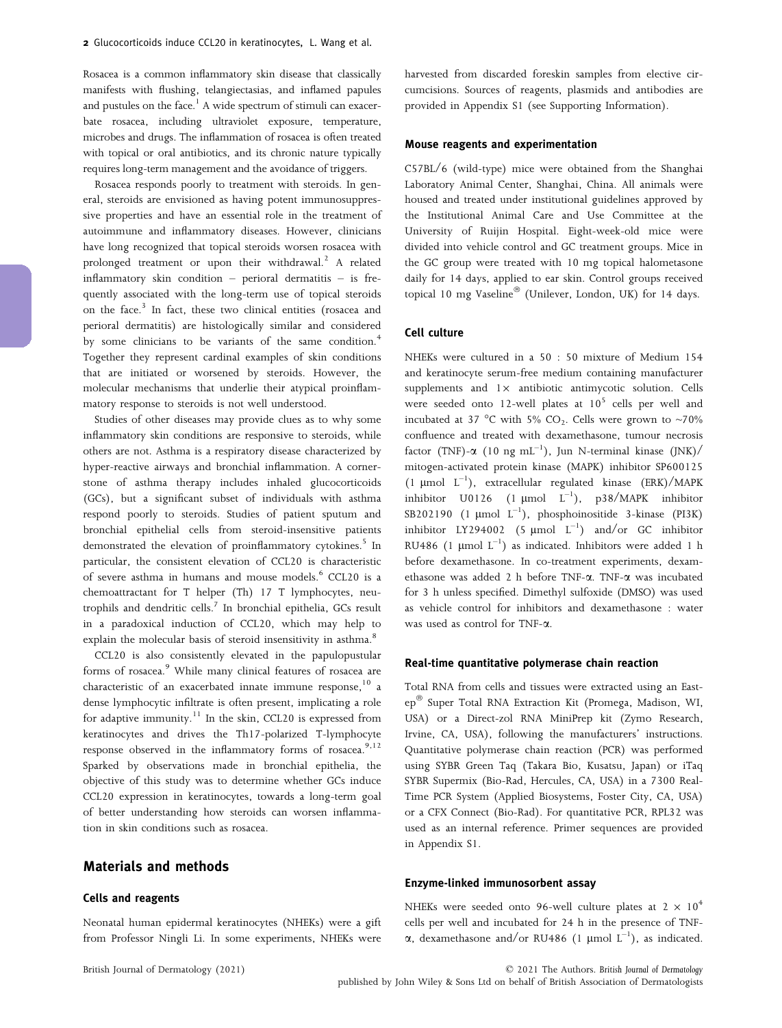Rosacea is a common inflammatory skin disease that classically manifests with flushing, telangiectasias, and inflamed papules and pustules on the face.[1] A wide spectrum of stimuli can exacerbate rosacea, including ultraviolet exposure, temperature, microbes and drugs. The inflammation of rosacea is often treated with topical or oral antibiotics, and its chronic nature typically requires long-term management and the avoidance of triggers.

Rosacea responds poorly to treatment with steroids. In general, steroids are envisioned as having potent immunosuppressive properties and have an essential role in the treatment of autoimmune and inflammatory diseases. However, clinicians have long recognized that topical steroids worsen rosacea with prolonged treatment or upon their withdrawal.[2] A related inflammatory skin condition – perioral dermatitis – is frequently associated with the long-term use of topical steroids on the face.[3] In fact, these two clinical entities (rosacea and perioral dermatitis) are histologically similar and considered by some clinicians to be variants of the same condition.[4] Together they represent cardinal examples of skin conditions that are initiated or worsened by steroids. However, the molecular mechanisms that underlie their atypical proinflammatory response to steroids is not well understood.

Studies of other diseases may provide clues as to why some inflammatory skin conditions are responsive to steroids, while others are not. Asthma is a respiratory disease characterized by hyper-reactive airways and bronchial inflammation. A cornerstone of asthma therapy includes inhaled glucocorticoids (GCs), but a significant subset of individuals with asthma respond poorly to steroids. Studies of patient sputum and bronchial epithelial cells from steroid-insensitive patients demonstrated the elevation of proinflammatory cytokines.[5] In particular, the consistent elevation of CCL20 is characteristic of severe asthma in humans and mouse models.[6] CCL20 is a chemoattractant for T helper (Th) 17 T lymphocytes, neutrophils and dendritic cells.[7] In bronchial epithelia, GCs result in a paradoxical induction of CCL20, which may help to explain the molecular basis of steroid insensitivity in asthma.[8]

CCL20 is also consistently elevated in the papulopustular forms of rosacea.[9] While many clinical features of rosacea are characteristic of an exacerbated innate immune response,[10] a dense lymphocytic infiltrate is often present, implicating a role for adaptive immunity.[11] In the skin, CCL20 is expressed from keratinocytes and drives the Th17-polarized T-lymphocyte response observed in the inflammatory forms of rosacea.[9,12] Sparked by observations made in bronchial epithelia, the objective of this study was to determine whether GCs induce CCL20 expression in keratinocytes, towards a long-term goal of better understanding how steroids can worsen inflammation in skin conditions such as rosacea.

## Materials and methods

### Cells and reagents

Neonatal human epidermal keratinocytes (NHEKs) were a gift from Professor Ningli Li. In some experiments, NHEKs were harvested from discarded foreskin samples from elective circumcisions. Sources of reagents, plasmids and antibodies are provided in Appendix S1 (see Supporting Information).

### Mouse reagents and experimentation

C57BL/6 (wild-type) mice were obtained from the Shanghai Laboratory Animal Center, Shanghai, China. All animals were housed and treated under institutional guidelines approved by the Institutional Animal Care and Use Committee at the University of Ruijin Hospital. Eight-week-old mice were divided into vehicle control and GC treatment groups. Mice in the GC group were treated with 10 mg topical halometasone daily for 14 days, applied to ear skin. Control groups received topical 10 mg Vaseline® (Unilever, London, UK) for 14 days.

### Cell culture

NHEKs were cultured in a 50 : 50 mixture of Medium 154 and keratinocyte serum-free medium containing manufacturer supplements and 1× antibiotic antimycotic solution. Cells were seeded onto 12-well plates at $10^5$ cells per well and incubated at 37 °C with 5% $CO_2$. Cells were grown to ~70% confluence and treated with dexamethasone, tumour necrosis factor (TNF)-α (10 ng $mL^{-1}$), Jun N-terminal kinase (JNK)/mitogen-activated protein kinase (MAPK) inhibitor SP600125 (1 μmol $L^{-1}$), extracellular regulated kinase (ERK)/MAPK inhibitor U0126 (1 μmol $L^{-1}$), p38/MAPK inhibitor SB202190 (1 μmol $L^{-1}$), phosphoinositide 3-kinase (PI3K) inhibitor LY294002 (5 μmol $L^{-1}$) and/or GC inhibitor RU486 (1 μmol $L^{-1}$) as indicated. Inhibitors were added 1 h before dexamethasone. In co-treatment experiments, dexamethasone was added 2 h before TNF-α. TNF-α was incubated for 3 h unless specified. Dimethyl sulfoxide (DMSO) was used as vehicle control for inhibitors and dexamethasone : water was used as control for TNF-α.

### Real-time quantitative polymerase chain reaction

Total RNA from cells and tissues were extracted using an Eastep® Super Total RNA Extraction Kit (Promega, Madison, WI, USA) or a Direct-zol RNA MiniPrep kit (Zymo Research, Irvine, CA, USA), following the manufacturers' instructions. Quantitative polymerase chain reaction (PCR) was performed using SYBR Green Taq (Takara Bio, Kusatsu, Japan) or iTaq SYBR Supermix (Bio-Rad, Hercules, CA, USA) in a 7300 Real-Time PCR System (Applied Biosystems, Foster City, CA, USA) or a CFX Connect (Bio-Rad). For quantitative PCR, RPL32 was used as an internal reference. Primer sequences are provided in Appendix S1.

### Enzyme-linked immunosorbent assay

NHEKs were seeded onto 96-well culture plates at $2 \times 10^4$ cells per well and incubated for 24 h in the presence of TNF-α, dexamethasone and/or RU486 (1 μmol $L^{-1}$), as indicated.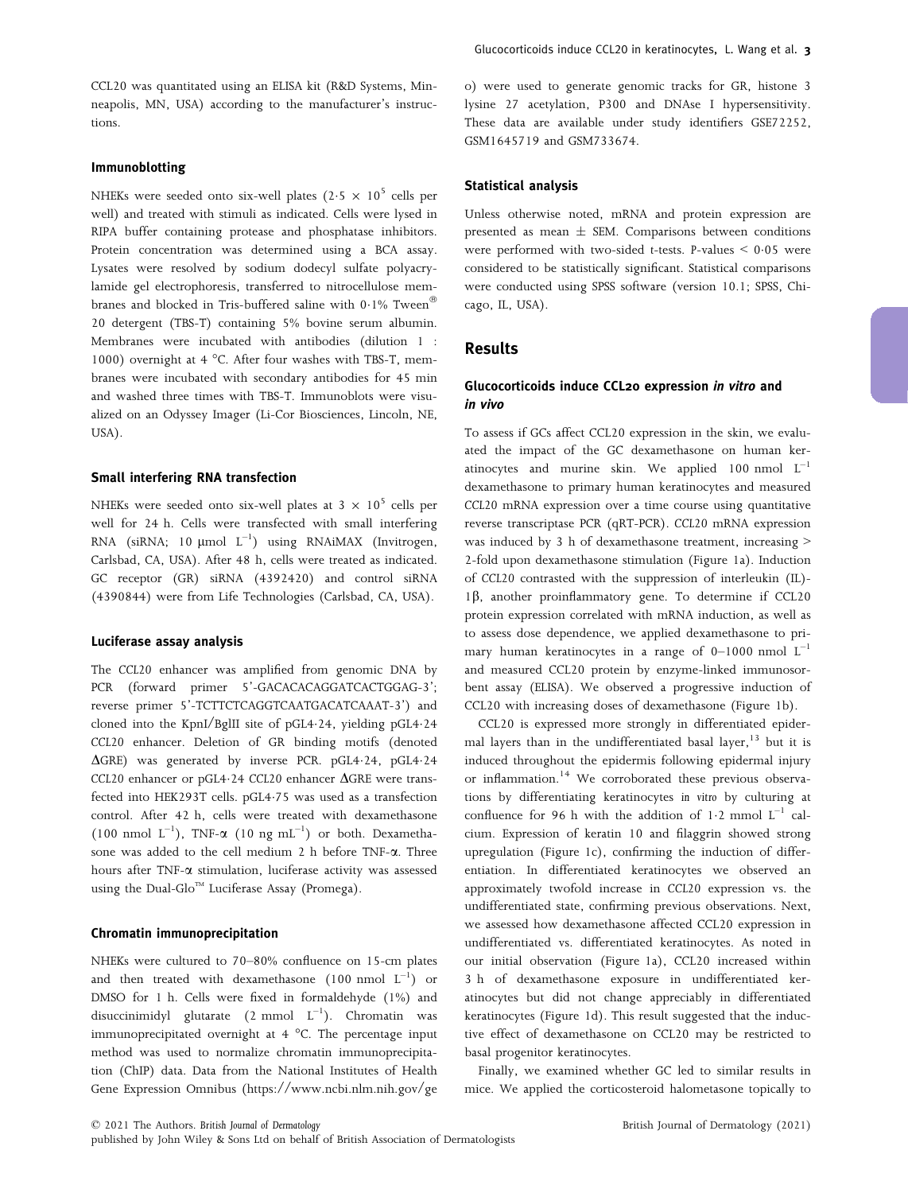CCL20 was quantitated using an ELISA kit (R&D Systems, Minneapolis, MN, USA) according to the manufacturer's instructions.

### Immunoblotting

NHEKs were seeded onto six-well plates ($2·5 \times 10^5$ cells per well) and treated with stimuli as indicated. Cells were lysed in RIPA buffer containing protease and phosphatase inhibitors. Protein concentration was determined using a BCA assay. Lysates were resolved by sodium dodecyl sulfate polyacrylamide gel electrophoresis, transferred to nitrocellulose membranes and blocked in Tris-buffered saline with 0·1% Tween® 20 detergent (TBS-T) containing 5% bovine serum albumin. Membranes were incubated with antibodies (dilution 1 : 1000) overnight at 4 °C. After four washes with TBS-T, membranes were incubated with secondary antibodies for 45 min and washed three times with TBS-T. Immunoblots were visualized on an Odyssey Imager (Li-Cor Biosciences, Lincoln, NE, USA).

### Small interfering RNA transfection

NHEKs were seeded onto six-well plates at $3 \times 10^5$ cells per well for 24 h. Cells were transfected with small interfering RNA (siRNA; 10 μmol $L^{-1}$) using RNAiMAX (Invitrogen, Carlsbad, CA, USA). After 48 h, cells were treated as indicated. GC receptor (GR) siRNA (4392420) and control siRNA (4390844) were from Life Technologies (Carlsbad, CA, USA).

### Luciferase assay analysis

The *CCL20* enhancer was amplified from genomic DNA by PCR (forward primer 5'-GACACACAGGATCACTGGAG-3'; reverse primer 5'-TCTTCTCAGGTCAATGACATCAAAT-3') and cloned into the KpnI/BglII site of pGL4·24, yielding pGL4·24 *CCL20* enhancer. Deletion of GR binding motifs (denoted ΔGRE) was generated by inverse PCR. pGL4·24, pGL4·24 *CCL20* enhancer or pGL4·24 *CCL20* enhancer ΔGRE were transfected into HEK293T cells. pGL4·75 was used as a transfection control. After 42 h, cells were treated with dexamethasone (100 nmol $L^{-1}$), TNF-α (10 ng $mL^{-1}$) or both. Dexamethasone was added to the cell medium 2 h before TNF-α. Three hours after TNF-α stimulation, luciferase activity was assessed using the Dual-Glo™ Luciferase Assay (Promega).

### Chromatin immunoprecipitation

NHEKs were cultured to 70–80% confluence on 15-cm plates and then treated with dexamethasone (100 nmol $L^{-1}$) or DMSO for 1 h. Cells were fixed in formaldehyde (1%) and disuccinimidyl glutarate (2 mmol $L^{-1}$). Chromatin was immunoprecipitated overnight at 4 °C. The percentage input method was used to normalize chromatin immunoprecipitation (ChIP) data. Data from the National Institutes of Health Gene Expression Omnibus (https://www.ncbi.nlm.nih.gov/geo) were used to generate genomic tracks for GR, histone 3 lysine 27 acetylation, P300 and DNAse I hypersensitivity. These data are available under study identifiers GSE72252, GSM1645719 and GSM733674.

### Statistical analysis

Unless otherwise noted, mRNA and protein expression are presented as mean ± SEM. Comparisons between conditions were performed with two-sided t-tests. P-values < 0·05 were considered to be statistically significant. Statistical comparisons were conducted using SPSS software (version 10.1; SPSS, Chicago, IL, USA).

## Results

### Glucocorticoids induce CCL20 expression *in vitro* and *in vivo*

To assess if GCs affect CCL20 expression in the skin, we evaluated the impact of the GC dexamethasone on human keratinocytes and murine skin. We applied 100 nmol $L^{-1}$ dexamethasone to primary human keratinocytes and measured *CCL20* mRNA expression over a time course using quantitative reverse transcriptase PCR (qRT-PCR). *CCL20* mRNA expression was induced by 3 h of dexamethasone treatment, increasing > 2-fold upon dexamethasone stimulation (Figure 1a). Induction of *CCL20* contrasted with the suppression of interleukin (IL)-1β, another proinflammatory gene. To determine if CCL20 protein expression correlated with mRNA induction, as well as to assess dose dependence, we applied dexamethasone to primary human keratinocytes in a range of 0–1000 nmol $L^{-1}$ and measured CCL20 protein by enzyme-linked immunosorbent assay (ELISA). We observed a progressive induction of CCL20 with increasing doses of dexamethasone (Figure 1b).

CCL20 is expressed more strongly in differentiated epidermal layers than in the undifferentiated basal layer,[13] but it is induced throughout the epidermis following epidermal injury or inflammation.[14] We corroborated these previous observations by differentiating keratinocytes *in vitro* by culturing at confluence for 96 h with the addition of 1·2 mmol $L^{-1}$ calcium. Expression of keratin 10 and filaggrin showed strong upregulation (Figure 1c), confirming the induction of differentiation. In differentiated keratinocytes we observed an approximately twofold increase in *CCL20* expression vs. the undifferentiated state, confirming previous observations. Next, we assessed how dexamethasone affected CCL20 expression in undifferentiated vs. differentiated keratinocytes. As noted in our initial observation (Figure 1a), CCL20 increased within 3 h of dexamethasone exposure in undifferentiated keratinocytes but did not change appreciably in differentiated keratinocytes (Figure 1d). This result suggested that the inductive effect of dexamethasone on CCL20 may be restricted to basal progenitor keratinocytes.

Finally, we examined whether GC led to similar results in mice. We applied the corticosteroid halometasone topically to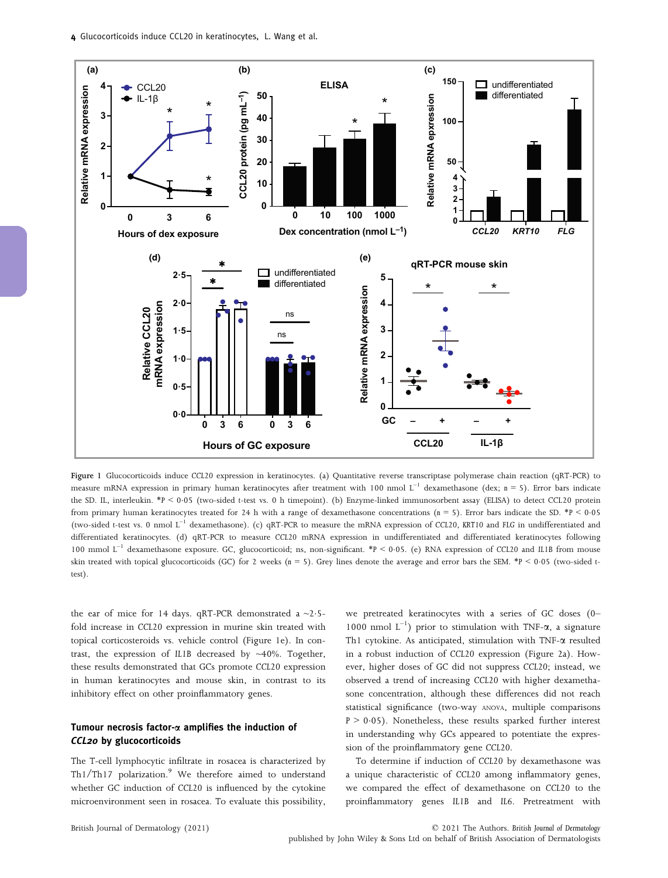(a)
Relative mRNA expression
CCL20
IL-1β
Hours of dex exposure
0 3 6
0 1 2 3 4
*
*
*

(b)
ELISA
CCL20 protein (pg mL$^{-1}$)
Dex concentration (nmol L$^{-1}$)
0 10 100 1000
0 10 20 30 40 50
*
*

(c)
Relative mRNA epxression
undifferentiated
differentiated
CCL20 KRT10 FLG
0 1 2 3 4 50 100 150

(d)
Relative CCL20 mRNA expression
undifferentiated
differentiated
Hours of GC exposure
0 3 6 0 3 6
0·0 0·5 1·0 1·5 2·0 2·5
*
*
ns
ns

(e)
qRT-PCR mouse skin
Relative mRNA expression
GC – + – +
CCL20 IL-1β
0 1 2 3 4 5
*
*

Figure 1 Glucocorticoids induce CCL20 expression in keratinocytes. (a) Quantitative reverse transcriptase polymerase chain reaction (qRT-PCR) to measure mRNA expression in primary human keratinocytes after treatment with 100 nmol L$^{-1}$ dexamethasone (dex; $n = 5$). Error bars indicate the SD. IL, interleukin. \*$P < 0·05$ (two-sided t-test vs. 0 h timepoint). (b) Enzyme-linked immunosorbent assay (ELISA) to detect CCL20 protein from primary human keratinocytes treated for 24 h with a range of dexamethasone concentrations ($n = 5$). Error bars indicate the SD. \*$P < 0·05$ (two-sided t-test vs. 0 nmol L$^{-1}$ dexamethasone). (c) qRT-PCR to measure the mRNA expression of CCL20, KRT10 and FLG in undifferentiated and differentiated keratinocytes. (d) qRT-PCR to measure CCL20 mRNA expression in undifferentiated and differentiated keratinocytes following 100 mmol L$^{-1}$ dexamethasone exposure. GC, glucocorticoid; ns, non-significant. \*$P < 0·05$. (e) RNA expression of CCL20 and IL1B from mouse skin treated with topical glucocorticoids (GC) for 2 weeks ($n = 5$). Grey lines denote the average and error bars the SEM. \*$P < 0·05$ (two-sided t-test).

the ear of mice for 14 days. qRT-PCR demonstrated a ~2·5-fold increase in *CCL20* expression in murine skin treated with topical corticosteroids vs. vehicle control (Figure 1e). In contrast, the expression of *IL1B* decreased by ~40%. Together, these results demonstrated that GCs promote *CCL20* expression in human keratinocytes and mouse skin, in contrast to its inhibitory effect on other proinflammatory genes.

## Tumour necrosis factor-α amplifies the induction of *CCL20* by glucocorticoids

The T-cell lymphocytic infiltrate in rosacea is characterized by Th1/Th17 polarization.[9] We therefore aimed to understand whether GC induction of *CCL20* is influenced by the cytokine microenvironment seen in rosacea. To evaluate this possibility, we pretreated keratinocytes with a series of GC doses (0–1000 nmol L$^{-1}$) prior to stimulation with TNF-α, a signature Th1 cytokine. As anticipated, stimulation with TNF-α resulted in a robust induction of *CCL20* expression (Figure 2a). However, higher doses of GC did not suppress *CCL20*; instead, we observed a trend of increasing *CCL20* with higher dexamethasone concentration, although these differences did not reach statistical significance (two-way ANOVA, multiple comparisons $P > 0·05$). Nonetheless, these results sparked further interest in understanding why GCs appeared to potentiate the expression of the proinflammatory gene *CCL20*.

To determine if induction of *CCL20* by dexamethasone was a unique characteristic of *CCL20* among inflammatory genes, we compared the effect of dexamethasone on *CCL20* to the proinflammatory genes *IL1B* and *IL6*. Pretreatment with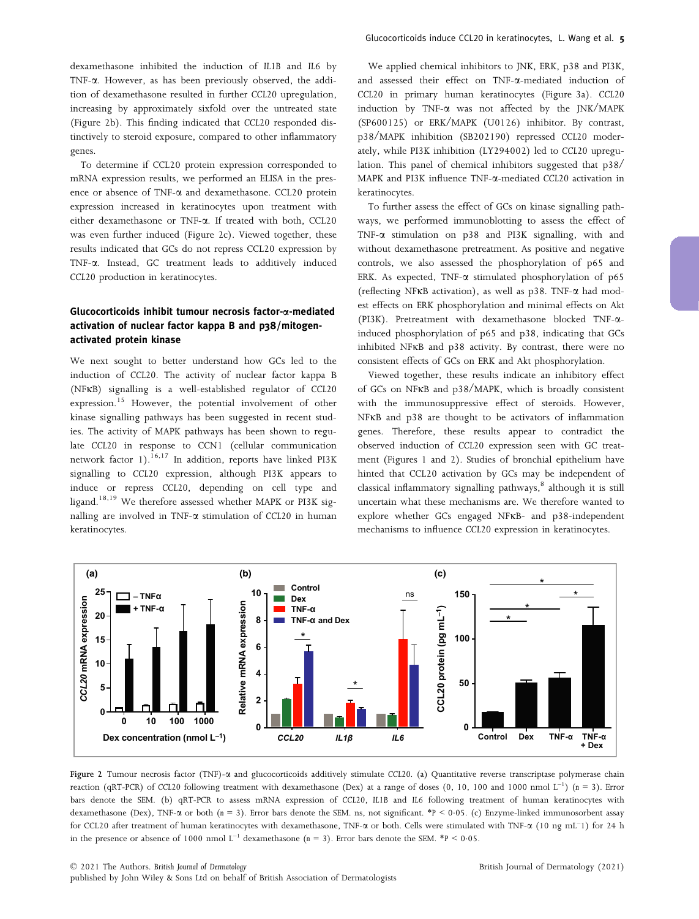dexamethasone inhibited the induction of *IL1B* and *IL6* by TNF-α. However, as has been previously observed, the addition of dexamethasone resulted in further *CCL20* upregulation, increasing by approximately sixfold over the untreated state (Figure 2b). This finding indicated that *CCL20* responded distinctively to steroid exposure, compared to other inflammatory genes.

To determine if CCL20 protein expression corresponded to mRNA expression results, we performed an ELISA in the presence or absence of TNF-α and dexamethasone. CCL20 protein expression increased in keratinocytes upon treatment with either dexamethasone or TNF-α. If treated with both, CCL20 was even further induced (Figure 2c). Viewed together, these results indicated that GCs do not repress CCL20 expression by TNF-α. Instead, GC treatment leads to additively induced *CCL20* production in keratinocytes.

### Glucocorticoids inhibit tumour necrosis factor-α-mediated activation of nuclear factor kappa B and p38/mitogen-activated protein kinase

We next sought to better understand how GCs led to the induction of *CCL20*. The activity of nuclear factor kappa B (NFκB) signalling is a well-established regulator of *CCL20* expression.[15] However, the potential involvement of other kinase signalling pathways has been suggested in recent studies. The activity of MAPK pathways has been shown to regulate *CCL20* in response to CCN1 (cellular communication network factor 1).[16,17] In addition, reports have linked PI3K signalling to *CCL20* expression, although PI3K appears to induce or repress *CCL20*, depending on cell type and ligand.[18,19] We therefore assessed whether MAPK or PI3K signalling are involved in TNF-α stimulation of *CCL20* in human keratinocytes.

We applied chemical inhibitors to JNK, ERK, p38 and PI3K, and assessed their effect on TNF-α-mediated induction of *CCL20* in primary human keratinocytes (Figure 3a). *CCL20* induction by TNF-α was not affected by the JNK/MAPK (SP600125) or ERK/MAPK (U0126) inhibitor. By contrast, p38/MAPK inhibition (SB202190) repressed *CCL20* moderately, while PI3K inhibition (LY294002) led to *CCL20* upregulation. This panel of chemical inhibitors suggested that p38/MAPK and PI3K influence TNF-α-mediated *CCL20* activation in keratinocytes.

To further assess the effect of GCs on kinase signalling pathways, we performed immunoblotting to assess the effect of TNF-α stimulation on p38 and PI3K signalling, with and without dexamethasone pretreatment. As positive and negative controls, we also assessed the phosphorylation of p65 and ERK. As expected, TNF-α stimulated phosphorylation of p65 (reflecting NFκB activation), as well as p38. TNF-α had modest effects on ERK phosphorylation and minimal effects on Akt (PI3K). Pretreatment with dexamethasone blocked TNF-α-induced phosphorylation of p65 and p38, indicating that GCs inhibited NFκB and p38 activity. By contrast, there were no consistent effects of GCs on ERK and Akt phosphorylation.

Viewed together, these results indicate an inhibitory effect of GCs on NFκB and p38/MAPK, which is broadly consistent with the immunosuppressive effect of steroids. However, NFκB and p38 are thought to be activators of inflammation genes. Therefore, these results appear to contradict the observed induction of *CCL20* expression seen with GC treatment (Figures 1 and 2). Studies of bronchial epithelium have hinted that CCL20 activation by GCs may be independent of classical inflammatory signalling pathways,[8] although it is still uncertain what these mechanisms are. We therefore wanted to explore whether GCs engaged NFκB- and p38-independent mechanisms to influence *CCL20* expression in keratinocytes.

(a)
– TNFα
+ TNF-α
*CCL20* mRNA expression
0 5 10 15 20 25
0 10 100 1000
Dex concentration (nmol L⁻¹)

(b)
Control
Dex
TNF-α
TNF-α and Dex
Relative mRNA expression
0 2 4 6 8 10
*CCL20* *IL1β* *IL6*
ns
*
*

(c)
CCL20 protein (pg mL⁻¹)
0 50 100 150
Control Dex TNF-α TNF-α + Dex
*
*
*
*

Figure 2 Tumour necrosis factor (TNF)-α and glucocorticoids additively stimulate *CCL20*. (a) Quantitative reverse transcriptase polymerase chain reaction (qRT-PCR) of *CCL20* following treatment with dexamethasone (Dex) at a range of doses (0, 10, 100 and 1000 nmol $L^{-1}$) (n = 3). Error bars denote the SEM. (b) qRT-PCR to assess mRNA expression of *CCL20*, *IL1B* and *IL6* following treatment of human keratinocytes with dexamethasone (Dex), TNF-α or both (n = 3). Error bars denote the SEM. ns, not significant. $*P < 0.05$. (c) Enzyme-linked immunosorbent assay for CCL20 after treatment of human keratinocytes with dexamethasone, TNF-α or both. Cells were stimulated with TNF-α (10 ng $mL^{-1}$) for 24 h in the presence or absence of 1000 nmol $L^{-1}$ dexamethasone (n = 3). Error bars denote the SEM. $*P < 0.05$.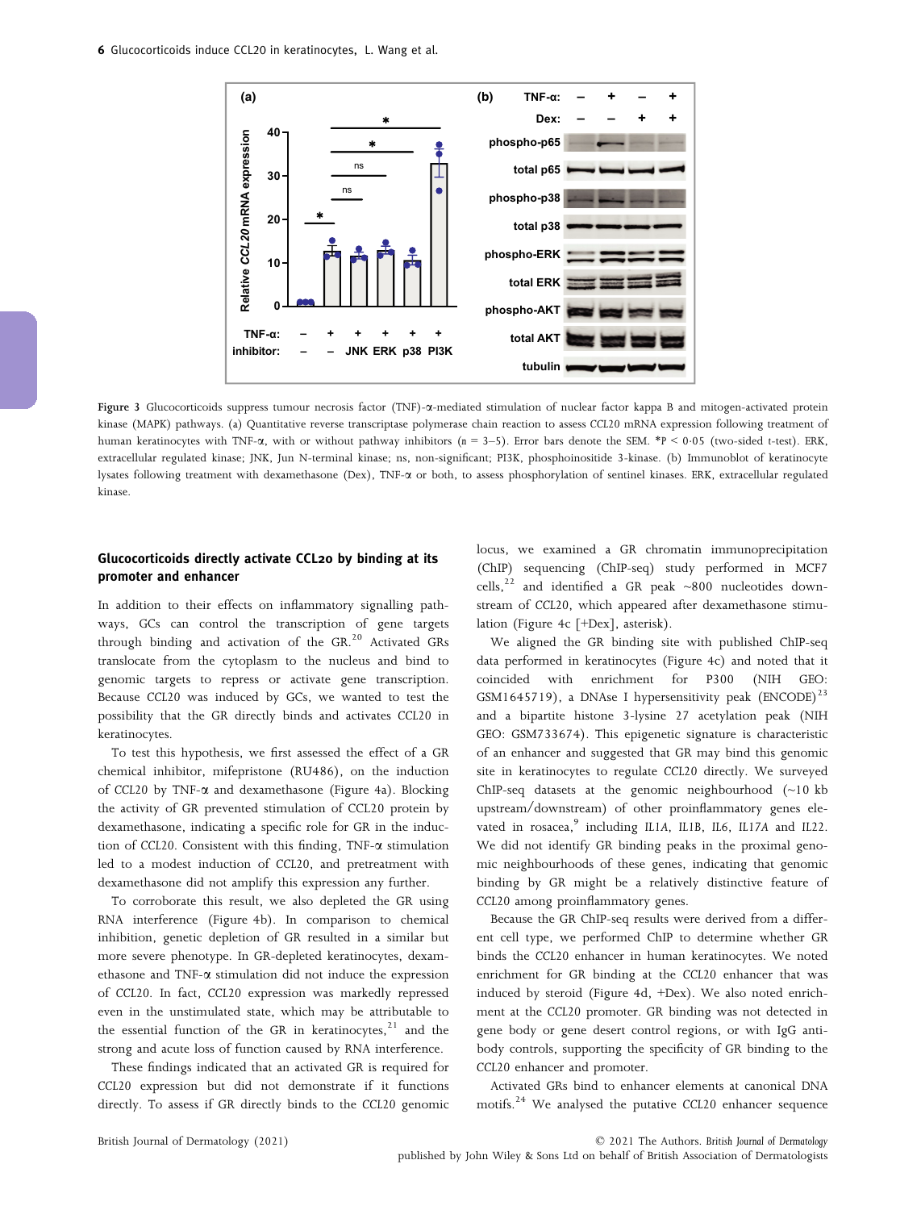(a)

Relative *CCL20* mRNA expression

40
30
20
10
0

*
*
*
ns
ns

TNF-α: – + + + + +
inhibitor: – – JNK ERK p38 PI3K

(b)

TNF-α: – + – +
Dex: – – + +

phospho-p65
total p65
phospho-p38
total p38
phospho-ERK
total ERK
phospho-AKT
total AKT
tubulin

Figure 3 Glucocorticoids suppress tumour necrosis factor (TNF)-α-mediated stimulation of nuclear factor kappa B and mitogen-activated protein kinase (MAPK) pathways. (a) Quantitative reverse transcriptase polymerase chain reaction to assess *CCL20* mRNA expression following treatment of human keratinocytes with TNF-α, with or without pathway inhibitors (n = 3–5). Error bars denote the SEM. *$P < 0{\cdot}05$ (two-sided t-test). ERK, extracellular regulated kinase; JNK, Jun N-terminal kinase; ns, non-significant; PI3K, phosphoinositide 3-kinase. (b) Immunoblot of keratinocyte lysates following treatment with dexamethasone (Dex), TNF-α or both, to assess phosphorylation of sentinel kinases. ERK, extracellular regulated kinase.

### Glucocorticoids directly activate CCL20 by binding at its promoter and enhancer

In addition to their effects on inflammatory signalling pathways, GCs can control the transcription of gene targets through binding and activation of the GR.[20] Activated GRs translocate from the cytoplasm to the nucleus and bind to genomic targets to repress or activate gene transcription. Because *CCL20* was induced by GCs, we wanted to test the possibility that the GR directly binds and activates *CCL20* in keratinocytes.

To test this hypothesis, we first assessed the effect of a GR chemical inhibitor, mifepristone (RU486), on the induction of *CCL20* by TNF-α and dexamethasone (Figure 4a). Blocking the activity of GR prevented stimulation of CCL20 protein by dexamethasone, indicating a specific role for GR in the induction of *CCL20*. Consistent with this finding, TNF-α stimulation led to a modest induction of *CCL20*, and pretreatment with dexamethasone did not amplify this expression any further.

To corroborate this result, we also depleted the GR using RNA interference (Figure 4b). In comparison to chemical inhibition, genetic depletion of GR resulted in a similar but more severe phenotype. In GR-depleted keratinocytes, dexamethasone and TNF-α stimulation did not induce the expression of *CCL20*. In fact, *CCL20* expression was markedly repressed even in the unstimulated state, which may be attributable to the essential function of the GR in keratinocytes,[21] and the strong and acute loss of function caused by RNA interference.

These findings indicated that an activated GR is required for *CCL20* expression but did not demonstrate if it functions directly. To assess if GR directly binds to the *CCL20* genomic locus, we examined a GR chromatin immunoprecipitation (ChIP) sequencing (ChIP-seq) study performed in MCF7 cells,[22] and identified a GR peak ~800 nucleotides downstream of *CCL20*, which appeared after dexamethasone stimulation (Figure 4c [+Dex], asterisk).

We aligned the GR binding site with published ChIP-seq data performed in keratinocytes (Figure 4c) and noted that it coincided with enrichment for P300 (NIH GEO: GSM1645719), a DNAse I hypersensitivity peak (ENCODE)[23] and a bipartite histone 3-lysine 27 acetylation peak (NIH GEO: GSM733674). This epigenetic signature is characteristic of an enhancer and suggested that GR may bind this genomic site in keratinocytes to regulate *CCL20* directly. We surveyed ChIP-seq datasets at the genomic neighbourhood (~10 kb upstream/downstream) of other proinflammatory genes elevated in rosacea,[9] including *IL1A*, *IL1B*, *IL6*, *IL17A* and *IL22*. We did not identify GR binding peaks in the proximal genomic neighbourhoods of these genes, indicating that genomic binding by GR might be a relatively distinctive feature of *CCL20* among proinflammatory genes.

Because the GR ChIP-seq results were derived from a different cell type, we performed ChIP to determine whether GR binds the *CCL20* enhancer in human keratinocytes. We noted enrichment for GR binding at the *CCL20* enhancer that was induced by steroid (Figure 4d, +Dex). We also noted enrichment at the *CCL20* promoter. GR binding was not detected in gene body or gene desert control regions, or with IgG antibody controls, supporting the specificity of GR binding to the *CCL20* enhancer and promoter.

Activated GRs bind to enhancer elements at canonical DNA motifs.[24] We analysed the putative *CCL20* enhancer sequence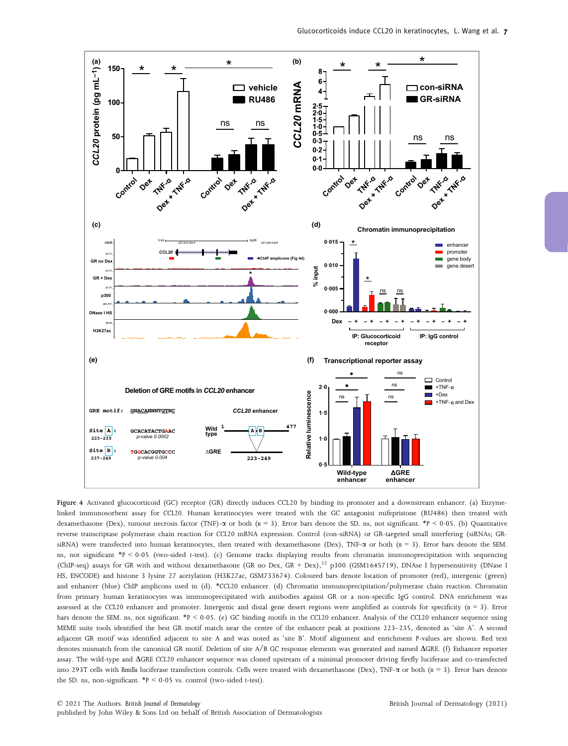(a)

CCL20 protein (pg mL⁻¹)

150

100

50

0

*

*

*

vehicle

RU486

ns

ns

Control

Dex

TNF-α

Dex + TNF-α

Control

Dex

TNF-α

Dex + TNF-α

(b)

CCL20 mRNA

8

6

4

2·5

2·0

1·5

1·0

0·5

0·3

0·2

0·1

0·0

*

*

*

con-siRNA

GR-siRNA

ns

ns

Control

Dex

TNF-α

Dex + TNF-α

Control

Dex

TNF-α

Dex + TNF-α

(c)

chr2:

5 kb

hg38

227,815,000

227,820,000

CCL20

ChIP amplicons (Fig 4d)

GR no Dex

GR + Dex

p300

DNase I HS

H3K27ac

(d)

Chromatin immunoprecipitation

% input

0·015

0·010

0·005

0·000

enhancer

promoter

gene body

gene desert

*

*

ns

ns

Dex – + – + – + – + – + – + – + – +

IP: Glucocorticoid receptor

IP: IgG control

(e)

Deletion of GRE motifs in CCL20 enhancer

GRE motif: GNACANNNTGTNC

Site A: 223-235 GCACATACTGAAC p-value 0.0002

Site B: 237-249 TGGCACGGTGCCC p-value 0.004

CCL20 enhancer

Wild type 1 A B 477

ΔGRE

223-249

(f)

Transcriptional reporter assay

Relative luminescence

2·0

1·5

1·0

0·5

*

*

ns

ns

ns

ns

Control

+TNF-α

+Dex

+TNF-α and Dex

Wild-type enhancer

ΔGRE enhancer

Figure 4 Activated glucocorticoid (GC) receptor (GR) directly induces CCL20 by binding its promoter and a downstream enhancer. (a) Enzyme-linked immunosorbent assay for CCL20. Human keratinocytes were treated with the GC antagonist mifepristone (RU486) then treated with dexamethasone (Dex), tumour necrosis factor (TNF)-α or both ($n = 3$). Error bars denote the SD. ns, not significant. *$P < 0·05$. (b) Quantitative reverse transcriptase polymerase chain reaction for CCL20 mRNA expression. Control (con-siRNA) or GR-targeted small interfering (siRNAs; GR-siRNA) were transfected into human keratinocytes, then treated with dexamethasone (Dex), TNF-α or both ($n = 3$). Error bars denote the SEM. ns, not significant *$P < 0·05$ (two-sided t-test). (c) Genome tracks displaying results from chromatin immunoprecipitation with sequencing (ChIP-seq) assays for GR with and without dexamethasone (GR no Dex, GR + Dex),[22] p300 (GSM1645719), DNAse I hypersensitivity (DNase I HS, ENCODE) and histone 3 lysine 27 acetylation (H3K27ac, GSM733674). Coloured bars denote location of promoter (red), intergenic (green) and enhancer (blue) ChIP amplicons used in (d). *CCL20 enhancer. (d) Chromatin immunoprecipitation/polymerase chain reaction. Chromatin from primary human keratinocytes was immunoprecipitated with antibodies against GR or a non-specific IgG control. DNA enrichment was assessed at the CCL20 enhancer and promoter. Intergenic and distal gene desert regions were amplified as controls for specificity ($n = 3$). Error bars denote the SEM. ns, not significant. *$P < 0·05$. (e) GC binding motifs in the CCL20 enhancer. Analysis of the CCL20 enhancer sequence using MEME suite tools identified the best GR motif match near the centre of the enhancer peak at positions 223–235, denoted as 'site A'. A second adjacent GR motif was identified adjacent to site A and was noted as 'site B'. Motif alignment and enrichment P-values are shown. Red text denotes mismatch from the canonical GR motif. Deletion of site A/B GC response elements was generated and named ΔGRE. (f) Enhancer reporter assay. The wild-type and ΔGRE CCL20 enhancer sequence was cloned upstream of a minimal promoter driving firefly luciferase and co-transfected into 293T cells with *Renilla* luciferase transfection controls. Cells were treated with dexamethasone (Dex), TNF-α or both ($n = 3$). Error bars denote the SD. ns, non-significant. *$P < 0·05$ vs. control (two-sided t-test).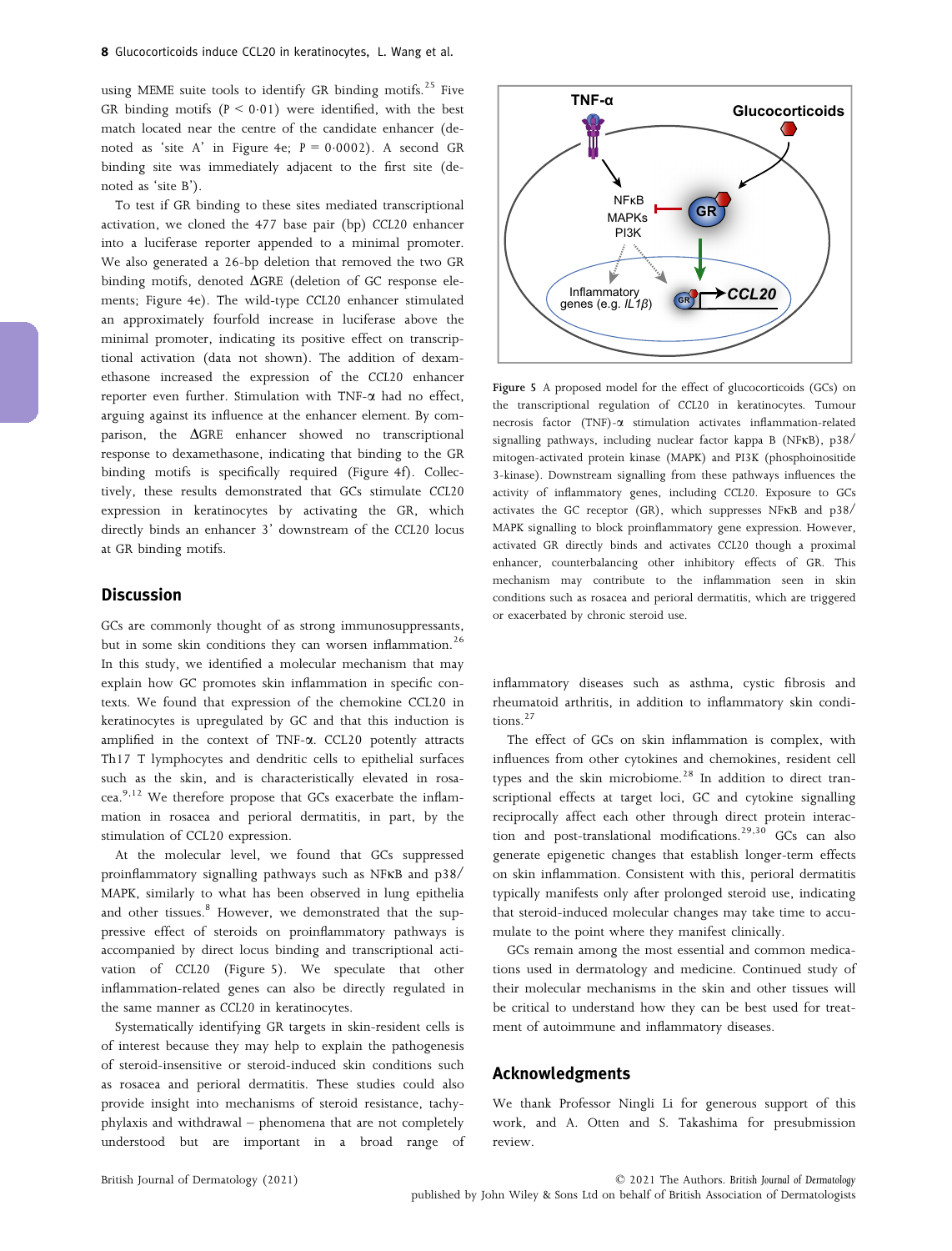using MEME suite tools to identify GR binding motifs.[25] Five GR binding motifs ($P < 0{\cdot}01$) were identified, with the best match located near the centre of the candidate enhancer (denoted as 'site A' in Figure 4e; $P = 0{\cdot}0002$). A second GR binding site was immediately adjacent to the first site (denoted as 'site B').

To test if GR binding to these sites mediated transcriptional activation, we cloned the 477 base pair (bp) *CCL20* enhancer into a luciferase reporter appended to a minimal promoter. We also generated a 26-bp deletion that removed the two GR binding motifs, denoted ΔGRE (deletion of GC response elements; Figure 4e). The wild-type *CCL20* enhancer stimulated an approximately fourfold increase in luciferase above the minimal promoter, indicating its positive effect on transcriptional activation (data not shown). The addition of dexamethasone increased the expression of the *CCL20* enhancer reporter even further. Stimulation with TNF-α had no effect, arguing against its influence at the enhancer element. By comparison, the ΔGRE enhancer showed no transcriptional response to dexamethasone, indicating that binding to the GR binding motifs is specifically required (Figure 4f). Collectively, these results demonstrated that GCs stimulate *CCL20* expression in keratinocytes by activating the GR, which directly binds an enhancer 3' downstream of the *CCL20* locus at GR binding motifs.

## Discussion

GCs are commonly thought of as strong immunosuppressants, but in some skin conditions they can worsen inflammation.[26] In this study, we identified a molecular mechanism that may explain how GC promotes skin inflammation in specific contexts. We found that expression of the chemokine CCL20 in keratinocytes is upregulated by GC and that this induction is amplified in the context of TNF-α. CCL20 potently attracts Th17 T lymphocytes and dendritic cells to epithelial surfaces such as the skin, and is characteristically elevated in rosacea.[9,12] We therefore propose that GCs exacerbate the inflammation in rosacea and perioral dermatitis, in part, by the stimulation of CCL20 expression.

At the molecular level, we found that GCs suppressed proinflammatory signalling pathways such as NFκB and p38/MAPK, similarly to what has been observed in lung epithelia and other tissues.[8] However, we demonstrated that the suppressive effect of steroids on proinflammatory pathways is accompanied by direct locus binding and transcriptional activation of *CCL20* (Figure 5). We speculate that other inflammation-related genes can also be directly regulated in the same manner as *CCL20* in keratinocytes.

Systematically identifying GR targets in skin-resident cells is of interest because they may help to explain the pathogenesis of steroid-insensitive or steroid-induced skin conditions such as rosacea and perioral dermatitis. These studies could also provide insight into mechanisms of steroid resistance, tachyphylaxis and withdrawal – phenomena that are not completely understood but are important in a broad range of inflammatory diseases such as asthma, cystic fibrosis and rheumatoid arthritis, in addition to inflammatory skin conditions.[27]

TNF-α

Glucocorticoids

NFκB
MAPKs
PI3K

GR

Inflammatory genes (e.g. *IL1β*)

GR

*CCL20*

Figure 5 A proposed model for the effect of glucocorticoids (GCs) on the transcriptional regulation of *CCL20* in keratinocytes. Tumour necrosis factor (TNF)-α stimulation activates inflammation-related signalling pathways, including nuclear factor kappa B (NFκB), p38/mitogen-activated protein kinase (MAPK) and PI3K (phosphoinositide 3-kinase). Downstream signalling from these pathways influences the activity of inflammatory genes, including *CCL20*. Exposure to GCs activates the GC receptor (GR), which suppresses NFκB and p38/MAPK signalling to block proinflammatory gene expression. However, activated GR directly binds and activates *CCL20* though a proximal enhancer, counterbalancing other inhibitory effects of GR. This mechanism may contribute to the inflammation seen in skin conditions such as rosacea and perioral dermatitis, which are triggered or exacerbated by chronic steroid use.

The effect of GCs on skin inflammation is complex, with influences from other cytokines and chemokines, resident cell types and the skin microbiome.[28] In addition to direct transcriptional effects at target loci, GC and cytokine signalling reciprocally affect each other through direct protein interaction and post-translational modifications.[29,30] GCs can also generate epigenetic changes that establish longer-term effects on skin inflammation. Consistent with this, perioral dermatitis typically manifests only after prolonged steroid use, indicating that steroid-induced molecular changes may take time to accumulate to the point where they manifest clinically.

GCs remain among the most essential and common medications used in dermatology and medicine. Continued study of their molecular mechanisms in the skin and other tissues will be critical to understand how they can be best used for treatment of autoimmune and inflammatory diseases.

## Acknowledgments

We thank Professor Ningli Li for generous support of this work, and A. Otten and S. Takashima for presubmission review.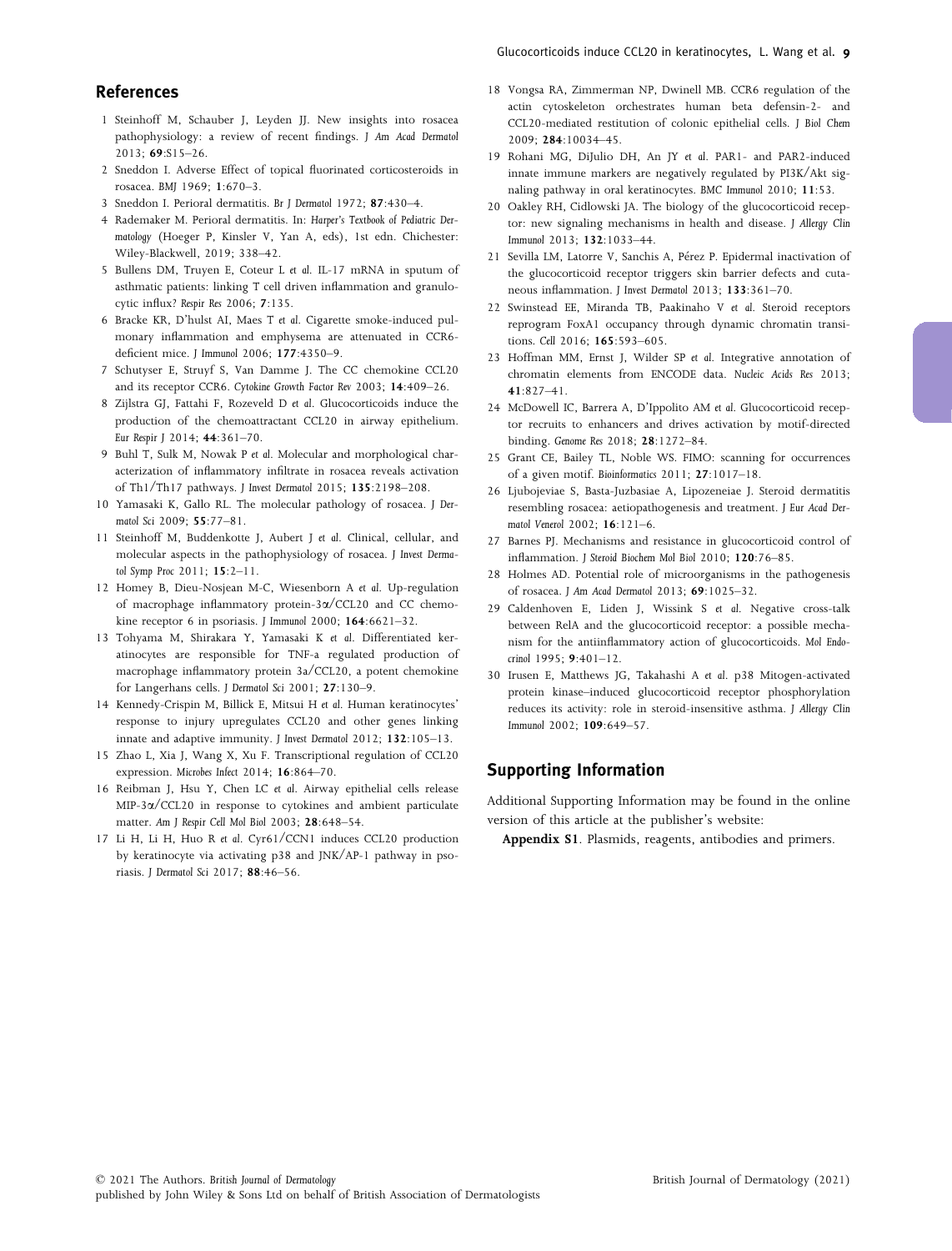## References

1 Steinhoff M, Schauber J, Leyden JJ. New insights into rosacea pathophysiology: a review of recent findings. *J Am Acad Dermatol* 2013; **69**:S15–26.

2 Sneddon I. Adverse Effect of topical fluorinated corticosteroids in rosacea. *BMJ* 1969; **1**:670–3.

3 Sneddon I. Perioral dermatitis. *Br J Dermatol* 1972; **87**:430–4.

4 Rademaker M. Perioral dermatitis. In: *Harper's Textbook of Pediatric Dermatology* (Hoeger P, Kinsler V, Yan A, eds), 1st edn. Chichester: Wiley-Blackwell, 2019; 338–42.

5 Bullens DM, Truyen E, Coteur L *et al.* IL-17 mRNA in sputum of asthmatic patients: linking T cell driven inflammation and granulocytic influx? *Respir Res* 2006; **7**:135.

6 Bracke KR, D'hulst AI, Maes T *et al.* Cigarette smoke-induced pulmonary inflammation and emphysema are attenuated in CCR6-deficient mice. *J Immunol* 2006; **177**:4350–9.

7 Schutyser E, Struyf S, Van Damme J. The CC chemokine CCL20 and its receptor CCR6. *Cytokine Growth Factor Rev* 2003; **14**:409–26.

8 Zijlstra GJ, Fattahi F, Rozeveld D *et al.* Glucocorticoids induce the production of the chemoattractant CCL20 in airway epithelium. *Eur Respir J* 2014; **44**:361–70.

9 Buhl T, Sulk M, Nowak P *et al.* Molecular and morphological characterization of inflammatory infiltrate in rosacea reveals activation of Th1/Th17 pathways. *J Invest Dermatol* 2015; **135**:2198–208.

10 Yamasaki K, Gallo RL. The molecular pathology of rosacea. *J Dermatol Sci* 2009; **55**:77–81.

11 Steinhoff M, Buddenkotte J, Aubert J *et al.* Clinical, cellular, and molecular aspects in the pathophysiology of rosacea. *J Invest Dermatol Symp Proc* 2011; **15**:2–11.

12 Homey B, Dieu-Nosjean M-C, Wiesenborn A *et al.* Up-regulation of macrophage inflammatory protein-3α/CCL20 and CC chemokine receptor 6 in psoriasis. *J Immunol* 2000; **164**:6621–32.

13 Tohyama M, Shirakara Y, Yamasaki K *et al.* Differentiated keratinocytes are responsible for TNF-a regulated production of macrophage inflammatory protein 3a/CCL20, a potent chemokine for Langerhans cells. *J Dermatol Sci* 2001; **27**:130–9.

14 Kennedy-Crispin M, Billick E, Mitsui H *et al.* Human keratinocytes' response to injury upregulates CCL20 and other genes linking innate and adaptive immunity. *J Invest Dermatol* 2012; **132**:105–13.

15 Zhao L, Xia J, Wang X, Xu F. Transcriptional regulation of CCL20 expression. *Microbes Infect* 2014; **16**:864–70.

16 Reibman J, Hsu Y, Chen LC *et al.* Airway epithelial cells release MIP-3α/CCL20 in response to cytokines and ambient particulate matter. *Am J Respir Cell Mol Biol* 2003; **28**:648–54.

17 Li H, Li H, Huo R *et al.* Cyr61/CCN1 induces CCL20 production by keratinocyte via activating p38 and JNK/AP-1 pathway in psoriasis. *J Dermatol Sci* 2017; **88**:46–56.

18 Vongsa RA, Zimmerman NP, Dwinell MB. CCR6 regulation of the actin cytoskeleton orchestrates human beta defensin-2- and CCL20-mediated restitution of colonic epithelial cells. *J Biol Chem* 2009; **284**:10034–45.

19 Rohani MG, DiJulio DH, An JY *et al.* PAR1- and PAR2-induced innate immune markers are negatively regulated by PI3K/Akt signaling pathway in oral keratinocytes. *BMC Immunol* 2010; **11**:53.

20 Oakley RH, Cidlowski JA. The biology of the glucocorticoid receptor: new signaling mechanisms in health and disease. *J Allergy Clin Immunol* 2013; **132**:1033–44.

21 Sevilla LM, Latorre V, Sanchis A, Pérez P. Epidermal inactivation of the glucocorticoid receptor triggers skin barrier defects and cutaneous inflammation. *J Invest Dermatol* 2013; **133**:361–70.

22 Swinstead EE, Miranda TB, Paakinaho V *et al.* Steroid receptors reprogram FoxA1 occupancy through dynamic chromatin transitions. *Cell* 2016; **165**:593–605.

23 Hoffman MM, Ernst J, Wilder SP *et al.* Integrative annotation of chromatin elements from ENCODE data. *Nucleic Acids Res* 2013; **41**:827–41.

24 McDowell IC, Barrera A, D'Ippolito AM *et al.* Glucocorticoid receptor recruits to enhancers and drives activation by motif-directed binding. *Genome Res* 2018; **28**:1272–84.

25 Grant CE, Bailey TL, Noble WS. FIMO: scanning for occurrences of a given motif. *Bioinformatics* 2011; **27**:1017–18.

26 Ljubojeviae S, Basta-Juzbasiae A, Lipozeneiae J. Steroid dermatitis resembling rosacea: aetiopathogenesis and treatment. *J Eur Acad Dermatol Venerol* 2002; **16**:121–6.

27 Barnes PJ. Mechanisms and resistance in glucocorticoid control of inflammation. *J Steroid Biochem Mol Biol* 2010; **120**:76–85.

28 Holmes AD. Potential role of microorganisms in the pathogenesis of rosacea. *J Am Acad Dermatol* 2013; **69**:1025–32.

29 Caldenhoven E, Liden J, Wissink S *et al.* Negative cross-talk between RelA and the glucocorticoid receptor: a possible mechanism for the antiinflammatory action of glucocorticoids. *Mol Endocrinol* 1995; **9**:401–12.

30 Irusen E, Matthews JG, Takahashi A *et al.* p38 Mitogen-activated protein kinase–induced glucocorticoid receptor phosphorylation reduces its activity: role in steroid-insensitive asthma. *J Allergy Clin Immunol* 2002; **109**:649–57.

## Supporting Information

Additional Supporting Information may be found in the online version of this article at the publisher's website:

**Appendix S1**. Plasmids, reagents, antibodies and primers.